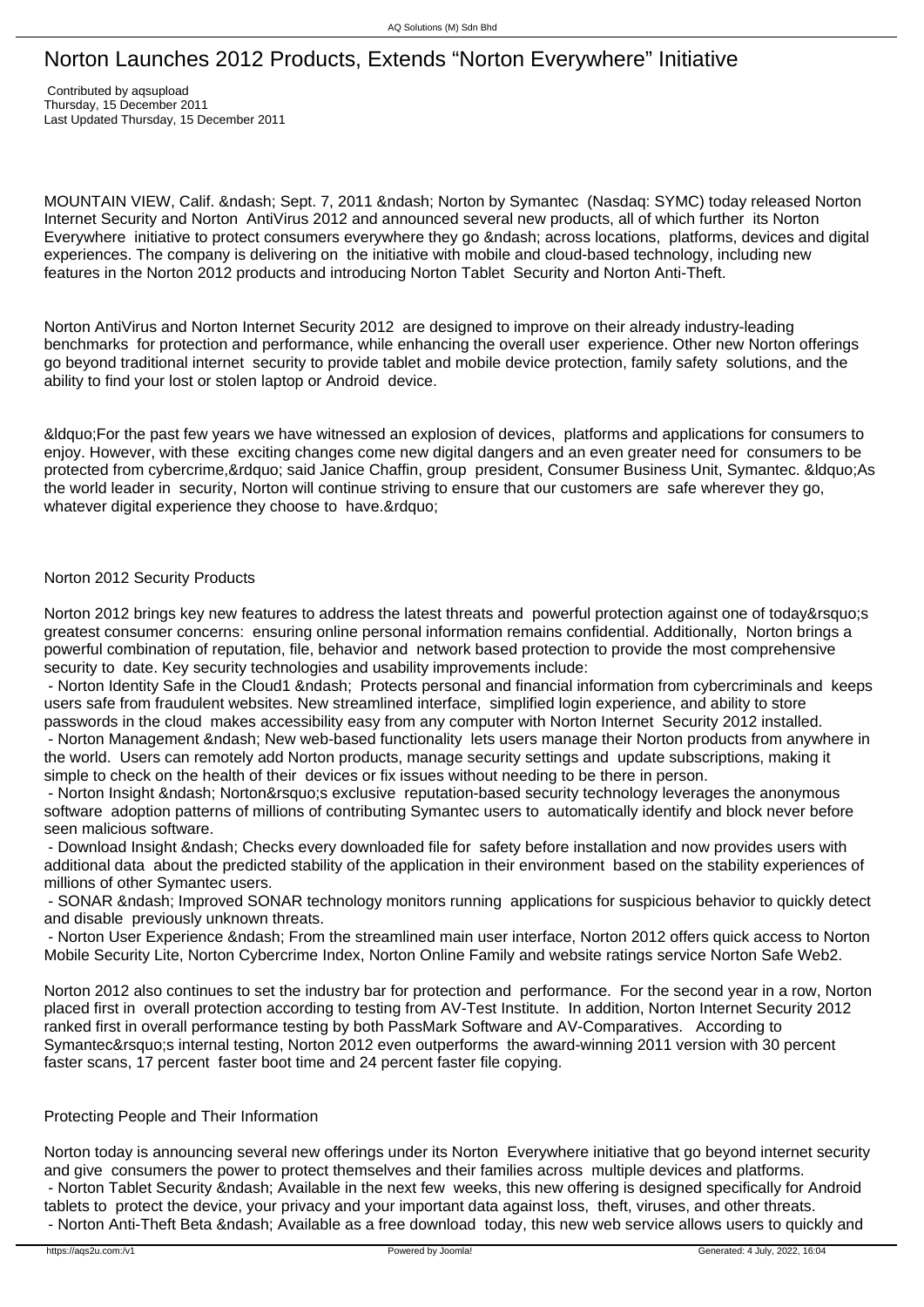# Norton Launches 2012 Products, Extends “Norton Everywhere” Initiative

Contributed by aqsupload
Thursday, 15 December 2011
Last Updated Thursday, 15 December 2011

MOUNTAIN VIEW, Calif. &ndash; Sept. 7, 2011 &ndash; Norton by Symantec (Nasdaq: SYMC) today released Norton Internet Security and Norton AntiVirus 2012 and announced several new products, all of which further its Norton Everywhere initiative to protect consumers everywhere they go &ndash; across locations, platforms, devices and digital experiences. The company is delivering on the initiative with mobile and cloud-based technology, including new features in the Norton 2012 products and introducing Norton Tablet Security and Norton Anti-Theft.

Norton AntiVirus and Norton Internet Security 2012 are designed to improve on their already industry-leading benchmarks for protection and performance, while enhancing the overall user experience. Other new Norton offerings go beyond traditional internet security to provide tablet and mobile device protection, family safety solutions, and the ability to find your lost or stolen laptop or Android device.

&ldquo;For the past few years we have witnessed an explosion of devices, platforms and applications for consumers to enjoy. However, with these exciting changes come new digital dangers and an even greater need for consumers to be protected from cybercrime,&rdquo; said Janice Chaffin, group president, Consumer Business Unit, Symantec. &ldquo;As the world leader in security, Norton will continue striving to ensure that our customers are safe wherever they go, whatever digital experience they choose to have.&rdquo;

## Norton 2012 Security Products

Norton 2012 brings key new features to address the latest threats and powerful protection against one of today&rsquo;s greatest consumer concerns: ensuring online personal information remains confidential. Additionally, Norton brings a powerful combination of reputation, file, behavior and network based protection to provide the most comprehensive security to date. Key security technologies and usability improvements include:

- Norton Identity Safe in the Cloud1 &ndash; Protects personal and financial information from cybercriminals and keeps users safe from fraudulent websites. New streamlined interface, simplified login experience, and ability to store passwords in the cloud makes accessibility easy from any computer with Norton Internet Security 2012 installed.
- Norton Management &ndash; New web-based functionality lets users manage their Norton products from anywhere in the world. Users can remotely add Norton products, manage security settings and update subscriptions, making it simple to check on the health of their devices or fix issues without needing to be there in person.
- Norton Insight &ndash; Norton&rsquo;s exclusive reputation-based security technology leverages the anonymous software adoption patterns of millions of contributing Symantec users to automatically identify and block never before seen malicious software.
- Download Insight &ndash; Checks every downloaded file for safety before installation and now provides users with additional data about the predicted stability of the application in their environment based on the stability experiences of millions of other Symantec users.
- SONAR &ndash; Improved SONAR technology monitors running applications for suspicious behavior to quickly detect and disable previously unknown threats.
- Norton User Experience &ndash; From the streamlined main user interface, Norton 2012 offers quick access to Norton Mobile Security Lite, Norton Cybercrime Index, Norton Online Family and website ratings service Norton Safe Web2.

Norton 2012 also continues to set the industry bar for protection and performance. For the second year in a row, Norton placed first in overall protection according to testing from AV-Test Institute. In addition, Norton Internet Security 2012 ranked first in overall performance testing by both PassMark Software and AV-Comparatives. According to Symantec&rsquo;s internal testing, Norton 2012 even outperforms the award-winning 2011 version with 30 percent faster scans, 17 percent faster boot time and 24 percent faster file copying.

## Protecting People and Their Information

Norton today is announcing several new offerings under its Norton Everywhere initiative that go beyond internet security and give consumers the power to protect themselves and their families across multiple devices and platforms.

- Norton Tablet Security &ndash; Available in the next few weeks, this new offering is designed specifically for Android tablets to protect the device, your privacy and your important data against loss, theft, viruses, and other threats.
- Norton Anti-Theft Beta &ndash; Available as a free download today, this new web service allows users to quickly and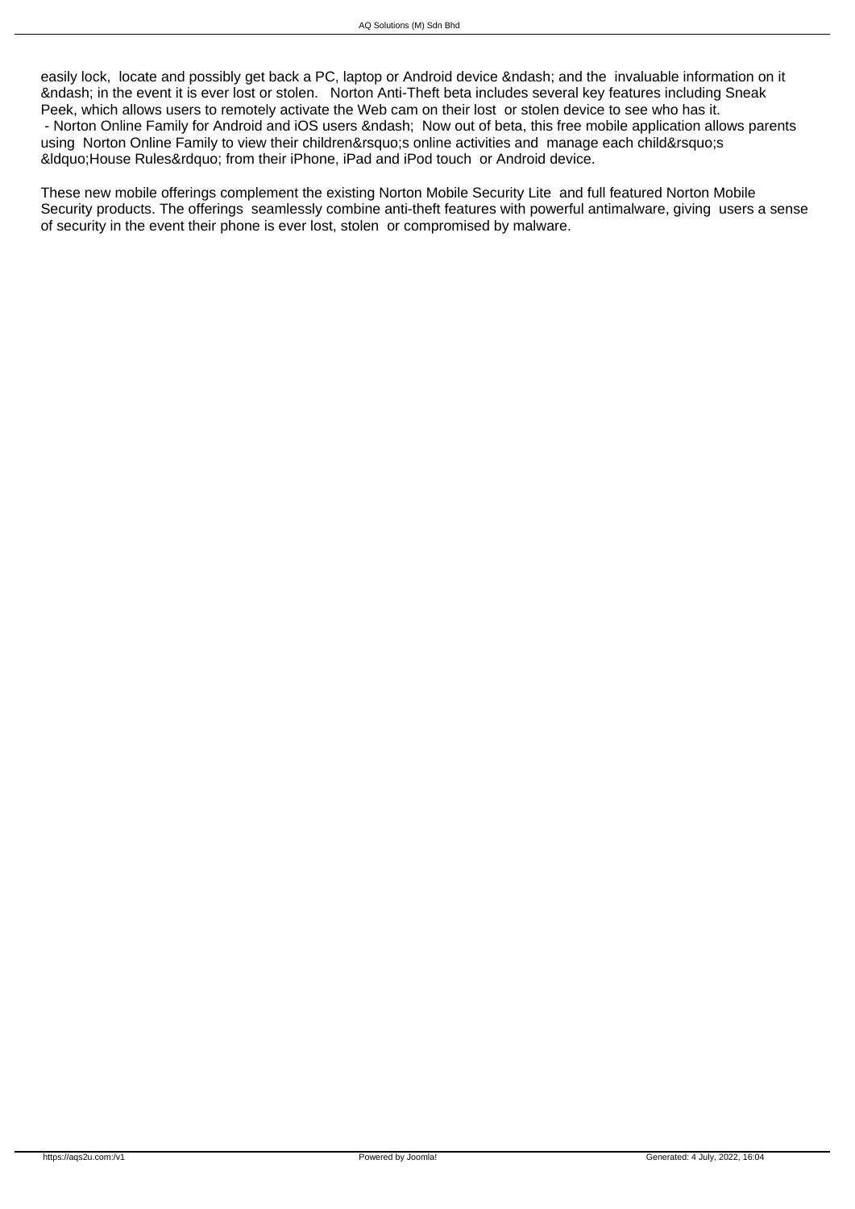easily lock, locate and possibly get back a PC, laptop or Android device &ndash; and the invaluable information on it &ndash; in the event it is ever lost or stolen. Norton Anti-Theft beta includes several key features including Sneak Peek, which allows users to remotely activate the Web cam on their lost or stolen device to see who has it.
- Norton Online Family for Android and iOS users &ndash; Now out of beta, this free mobile application allows parents using Norton Online Family to view their children&rsquo;s online activities and manage each child&rsquo;s &ldquo;House Rules&rdquo; from their iPhone, iPad and iPod touch or Android device.

These new mobile offerings complement the existing Norton Mobile Security Lite and full featured Norton Mobile Security products. The offerings seamlessly combine anti-theft features with powerful antimalware, giving users a sense of security in the event their phone is ever lost, stolen or compromised by malware.